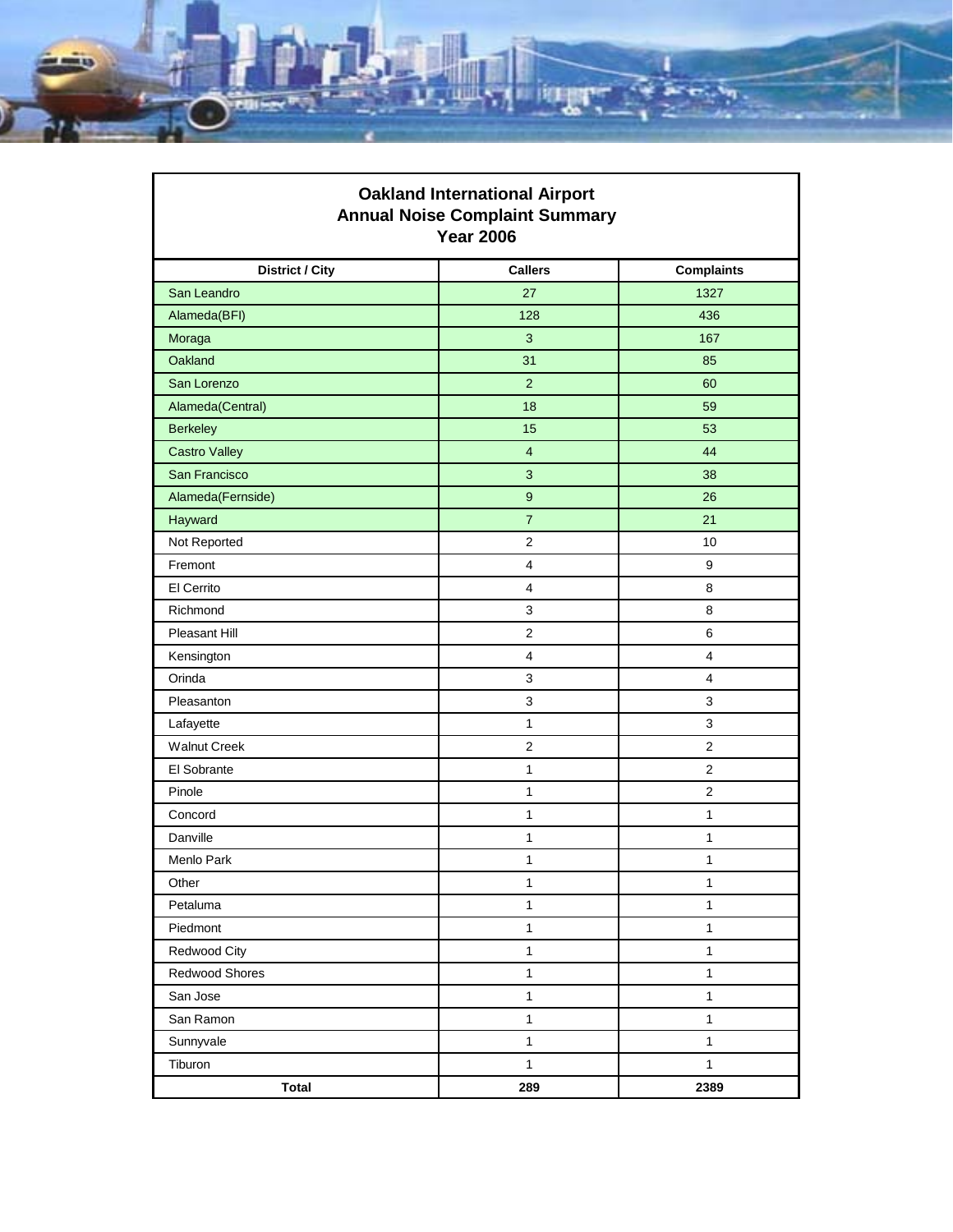# Oakland International Airport
## Annual Noise Complaint Summary
## Year 2006

| District / City | Callers | Complaints |
|---|---|---|
| San Leandro | 27 | 1327 |
| Alameda(BFI) | 128 | 436 |
| Moraga | 3 | 167 |
| Oakland | 31 | 85 |
| San Lorenzo | 2 | 60 |
| Alameda(Central) | 18 | 59 |
| Berkeley | 15 | 53 |
| Castro Valley | 4 | 44 |
| San Francisco | 3 | 38 |
| Alameda(Fernside) | 9 | 26 |
| Hayward | 7 | 21 |
| Not Reported | 2 | 10 |
| Fremont | 4 | 9 |
| El Cerrito | 4 | 8 |
| Richmond | 3 | 8 |
| Pleasant Hill | 2 | 6 |
| Kensington | 4 | 4 |
| Orinda | 3 | 4 |
| Pleasanton | 3 | 3 |
| Lafayette | 1 | 3 |
| Walnut Creek | 2 | 2 |
| El Sobrante | 1 | 2 |
| Pinole | 1 | 2 |
| Concord | 1 | 1 |
| Danville | 1 | 1 |
| Menlo Park | 1 | 1 |
| Other | 1 | 1 |
| Petaluma | 1 | 1 |
| Piedmont | 1 | 1 |
| Redwood City | 1 | 1 |
| Redwood Shores | 1 | 1 |
| San Jose | 1 | 1 |
| San Ramon | 1 | 1 |
| Sunnyvale | 1 | 1 |
| Tiburon | 1 | 1 |
| **Total** | **289** | **2389** |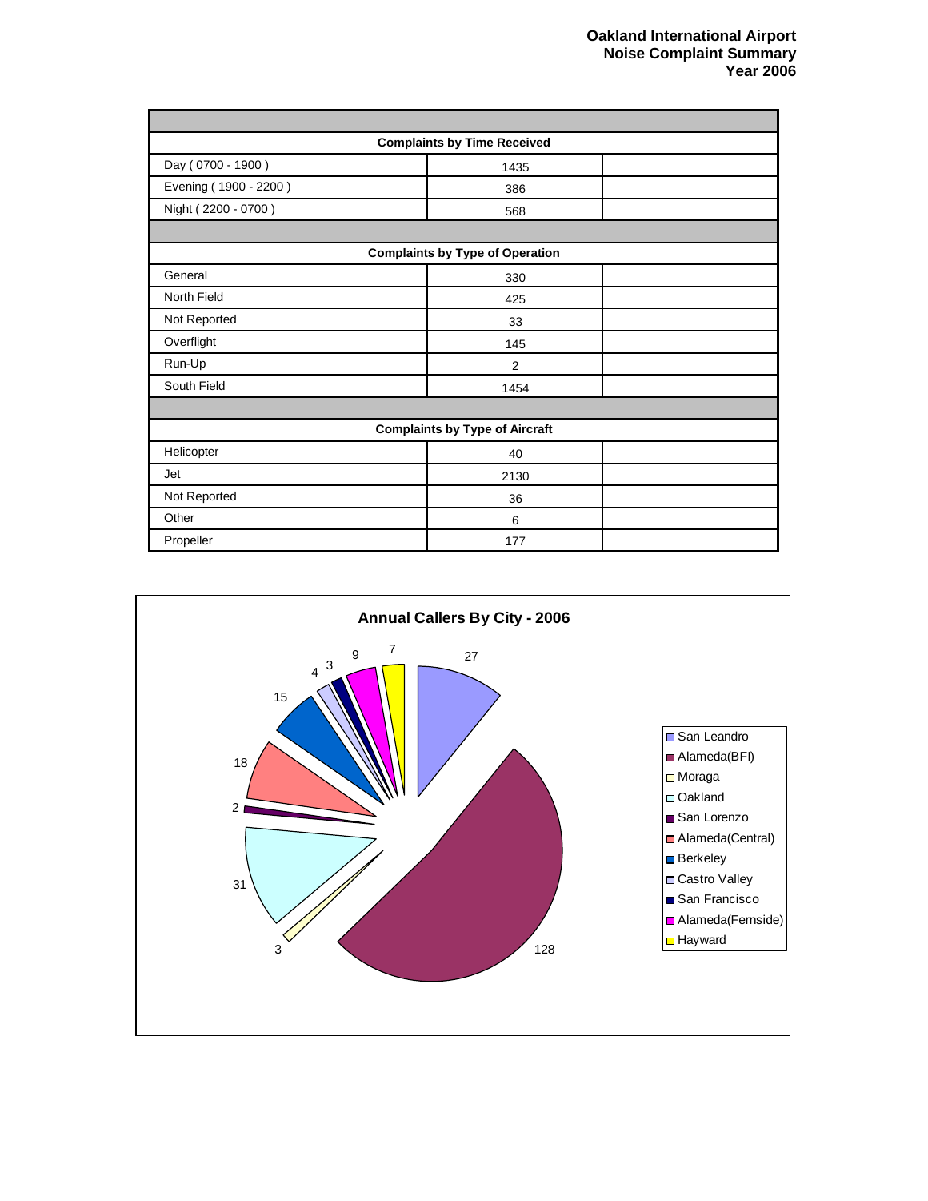# Oakland International Airport
## Noise Complaint Summary
### Year 2006

| Complaints by Time Received | | |
|---|---|---|
| Day ( 0700 - 1900 ) | 1435 | |
| Evening ( 1900 - 2200 ) | 386 | |
| Night ( 2200 - 0700 ) | 568 | |
| **Complaints by Type of Operation** | | |
| General | 330 | |
| North Field | 425 | |
| Not Reported | 33 | |
| Overflight | 145 | |
| Run-Up | 2 | |
| South Field | 1454 | |
| **Complaints by Type of Aircraft** | | |
| Helicopter | 40 | |
| Jet | 2130 | |
| Not Reported | 36 | |
| Other | 6 | |
| Propeller | 177 | |

**Annual Callers By City - 2006**

| City | Callers |
|---|---|
| San Leandro | 27 |
| Alameda(BFI) | 128 |
| Moraga | 3 |
| Oakland | 31 |
| San Lorenzo | 2 |
| Alameda(Central) | 18 |
| Berkeley | 15 |
| Castro Valley | 4 |
| San Francisco | 3 |
| Alameda(Fernside) | 9 |
| Hayward | 7 |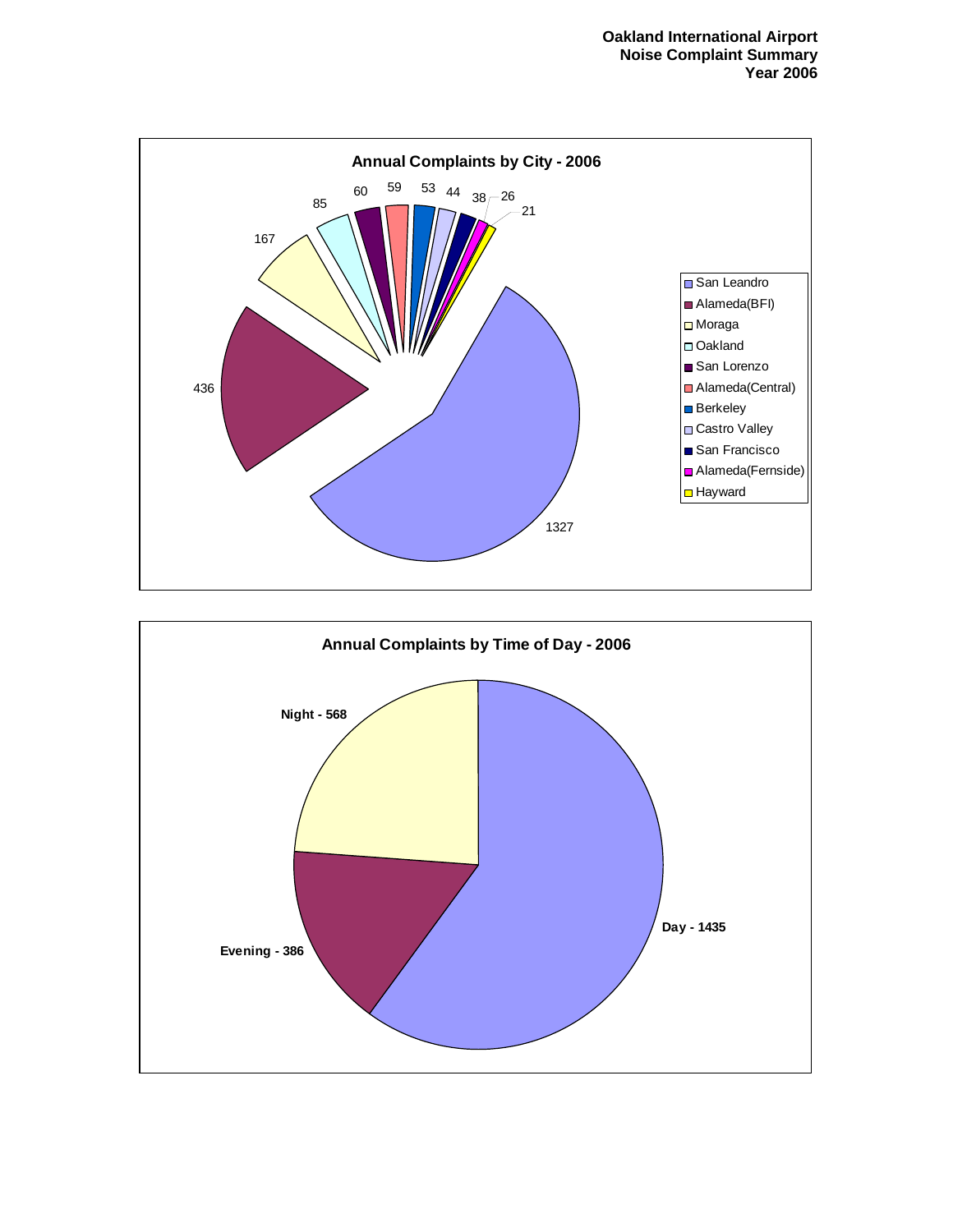**Oakland International Airport**
**Noise Complaint Summary**
**Year 2006**

## Annual Complaints by City - 2006

| City | Complaints |
|---|---|
| San Leandro | 1327 |
| Alameda(BFI) | 436 |
| Moraga | 167 |
| Oakland | 85 |
| San Lorenzo | 60 |
| Alameda(Central) | 59 |
| Berkeley | 53 |
| Castro Valley | 44 |
| San Francisco | 38 |
| Alameda(Fernside) | 26 |
| Hayward | 21 |

## Annual Complaints by Time of Day - 2006

| Time of Day | Complaints |
|---|---|
| Day | 1435 |
| Evening | 386 |
| Night | 568 |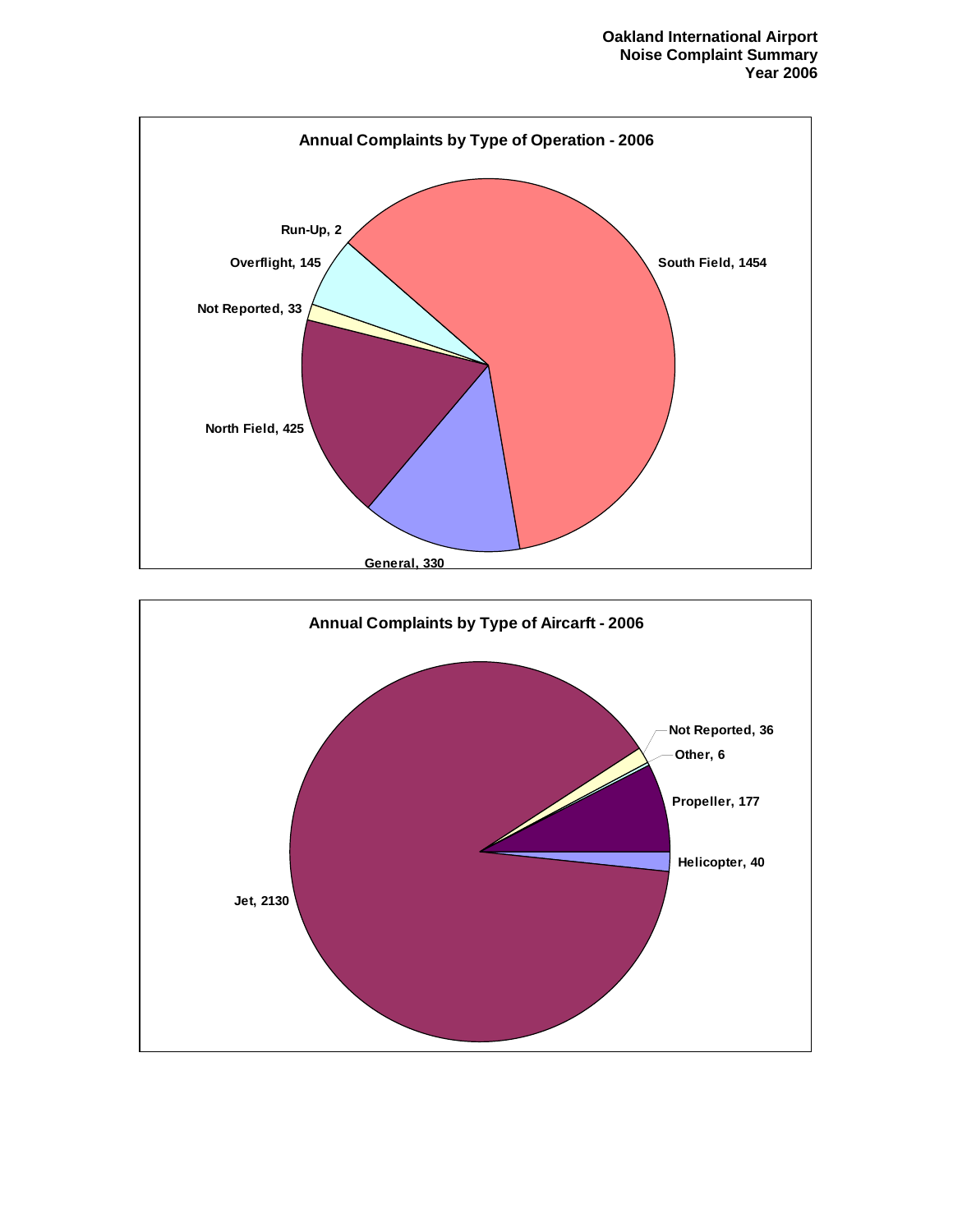**Oakland International Airport**
**Noise Complaint Summary**
**Year 2006**

**Annual Complaints by Type of Operation - 2006**

Run-Up, 2
Overflight, 145
Not Reported, 33
North Field, 425
General, 330
South Field, 1454

**Annual Complaints by Type of Aircarft - 2006**

Not Reported, 36
Other, 6
Propeller, 177
Helicopter, 40
Jet, 2130